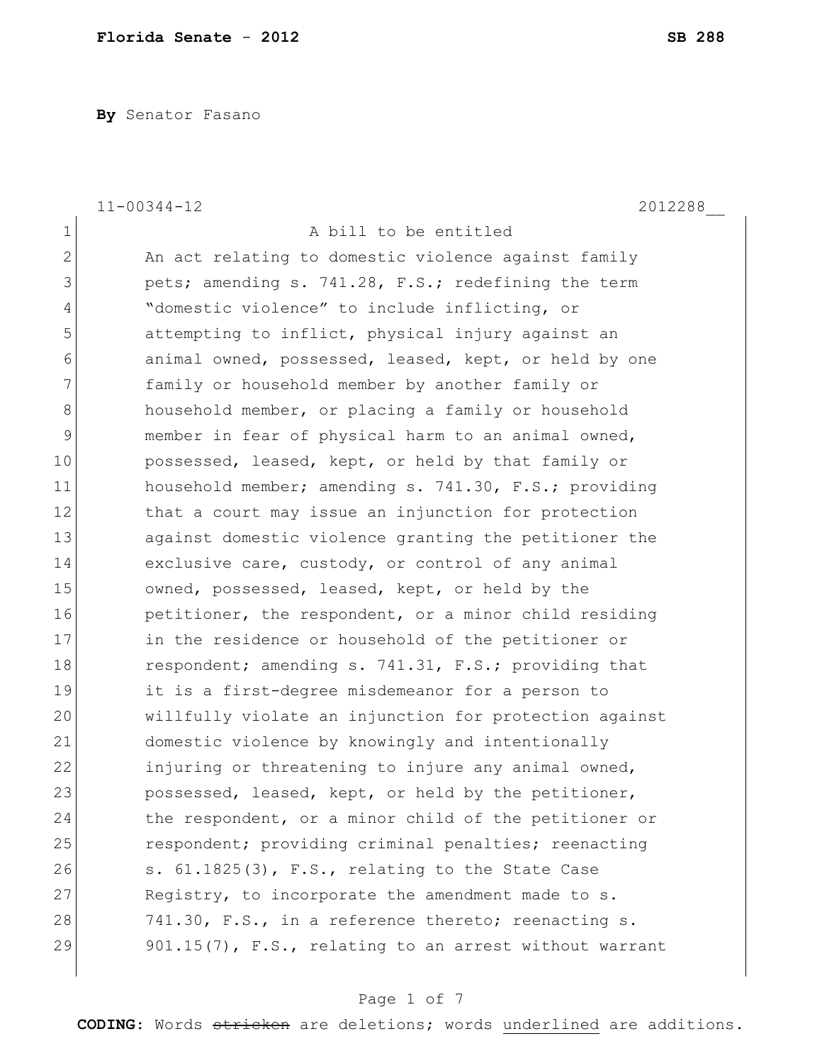**Florida Senate - 2012** **SB 288**

**By** Senator Fasano

11-00344-12 2012288__

1 A bill to be entitled
2 An act relating to domestic violence against family
3 pets; amending s. 741.28, F.S.; redefining the term
4 "domestic violence" to include inflicting, or
5 attempting to inflict, physical injury against an
6 animal owned, possessed, leased, kept, or held by one
7 family or household member by another family or
8 household member, or placing a family or household
9 member in fear of physical harm to an animal owned,
10 possessed, leased, kept, or held by that family or
11 household member; amending s. 741.30, F.S.; providing
12 that a court may issue an injunction for protection
13 against domestic violence granting the petitioner the
14 exclusive care, custody, or control of any animal
15 owned, possessed, leased, kept, or held by the
16 petitioner, the respondent, or a minor child residing
17 in the residence or household of the petitioner or
18 respondent; amending s. 741.31, F.S.; providing that
19 it is a first-degree misdemeanor for a person to
20 willfully violate an injunction for protection against
21 domestic violence by knowingly and intentionally
22 injuring or threatening to injure any animal owned,
23 possessed, leased, kept, or held by the petitioner,
24 the respondent, or a minor child of the petitioner or
25 respondent; providing criminal penalties; reenacting
26 s. 61.1825(3), F.S., relating to the State Case
27 Registry, to incorporate the amendment made to s.
28 741.30, F.S., in a reference thereto; reenacting s.
29 901.15(7), F.S., relating to an arrest without warrant

**CODING:** Words ~~stricken~~ are deletions; words <u>underlined</u> are additions.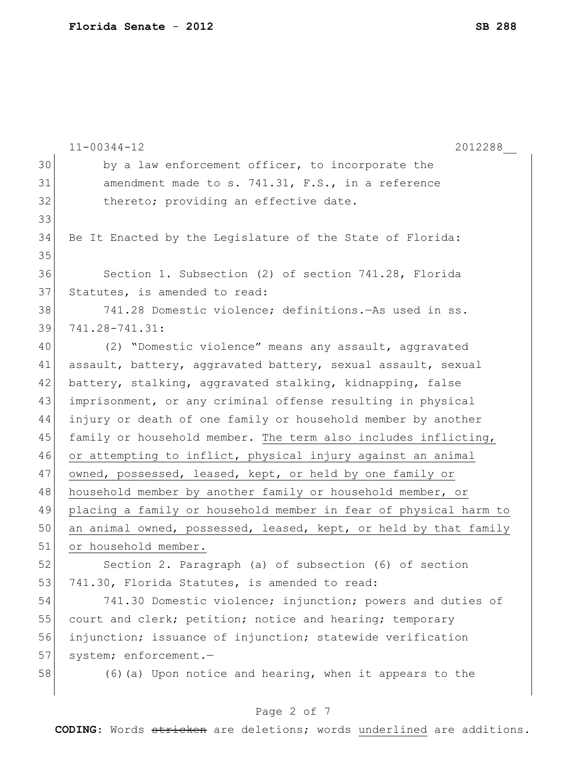by a law enforcement officer, to incorporate the amendment made to s. 741.31, F.S., in a reference thereto; providing an effective date.

Be It Enacted by the Legislature of the State of Florida:

Section 1. Subsection (2) of section 741.28, Florida Statutes, is amended to read:

741.28 Domestic violence; definitions.—As used in ss. 741.28-741.31:

(2) "Domestic violence" means any assault, aggravated assault, battery, aggravated battery, sexual assault, sexual battery, stalking, aggravated stalking, kidnapping, false imprisonment, or any criminal offense resulting in physical injury or death of one family or household member by another family or household member. <u>The term also includes inflicting, or attempting to inflict, physical injury against an animal owned, possessed, leased, kept, or held by one family or household member by another family or household member, or placing a family or household member in fear of physical harm to an animal owned, possessed, leased, kept, or held by that family or household member.</u>

Section 2. Paragraph (a) of subsection (6) of section 741.30, Florida Statutes, is amended to read:

741.30 Domestic violence; injunction; powers and duties of court and clerk; petition; notice and hearing; temporary injunction; issuance of injunction; statewide verification system; enforcement.—

(6)(a) Upon notice and hearing, when it appears to the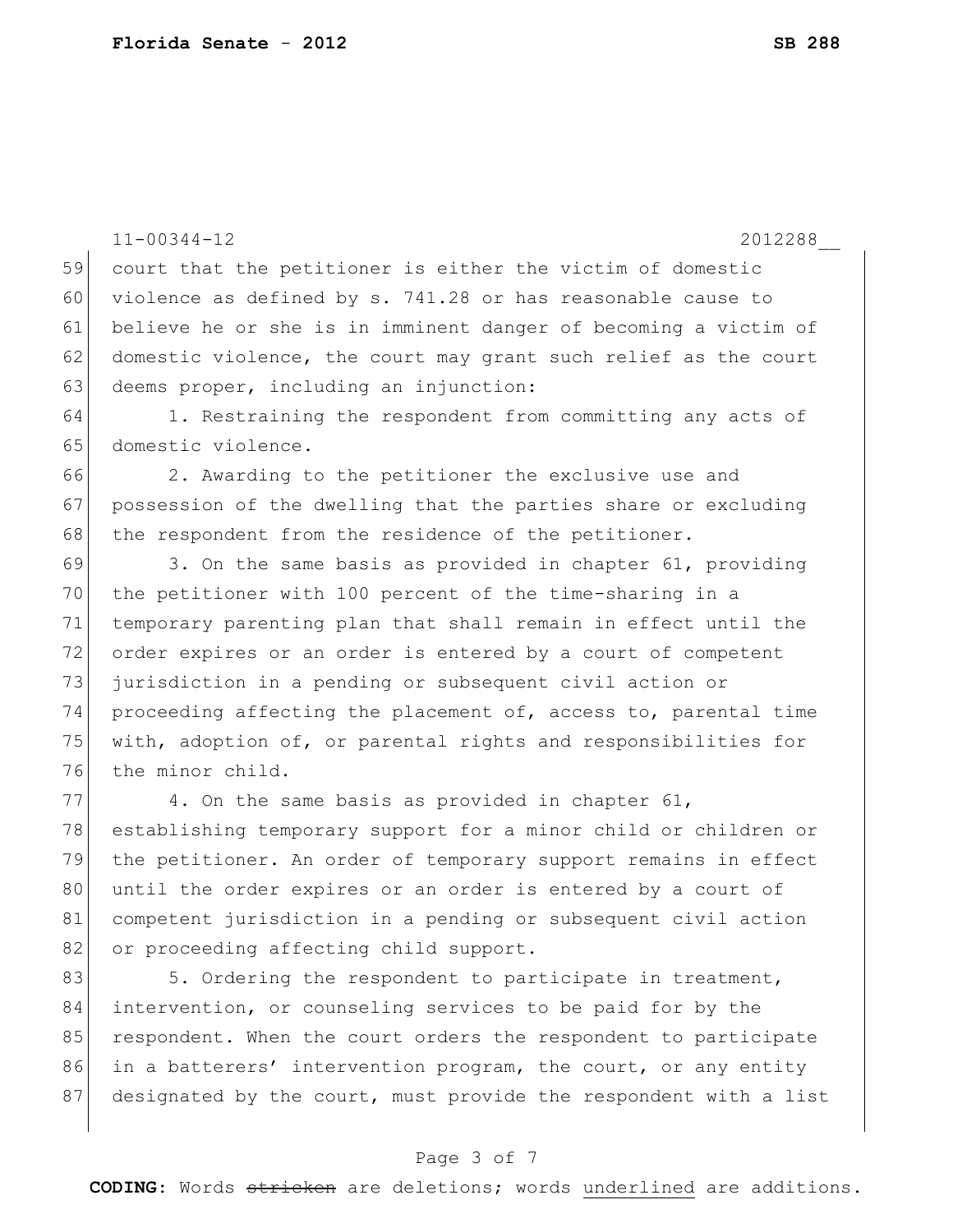court that the petitioner is either the victim of domestic violence as defined by s. 741.28 or has reasonable cause to believe he or she is in imminent danger of becoming a victim of domestic violence, the court may grant such relief as the court deems proper, including an injunction:

1. Restraining the respondent from committing any acts of domestic violence.

2. Awarding to the petitioner the exclusive use and possession of the dwelling that the parties share or excluding the respondent from the residence of the petitioner.

3. On the same basis as provided in chapter 61, providing the petitioner with 100 percent of the time-sharing in a temporary parenting plan that shall remain in effect until the order expires or an order is entered by a court of competent jurisdiction in a pending or subsequent civil action or proceeding affecting the placement of, access to, parental time with, adoption of, or parental rights and responsibilities for the minor child.

4. On the same basis as provided in chapter 61, establishing temporary support for a minor child or children or the petitioner. An order of temporary support remains in effect until the order expires or an order is entered by a court of competent jurisdiction in a pending or subsequent civil action or proceeding affecting child support.

5. Ordering the respondent to participate in treatment, intervention, or counseling services to be paid for by the respondent. When the court orders the respondent to participate in a batterers' intervention program, the court, or any entity designated by the court, must provide the respondent with a list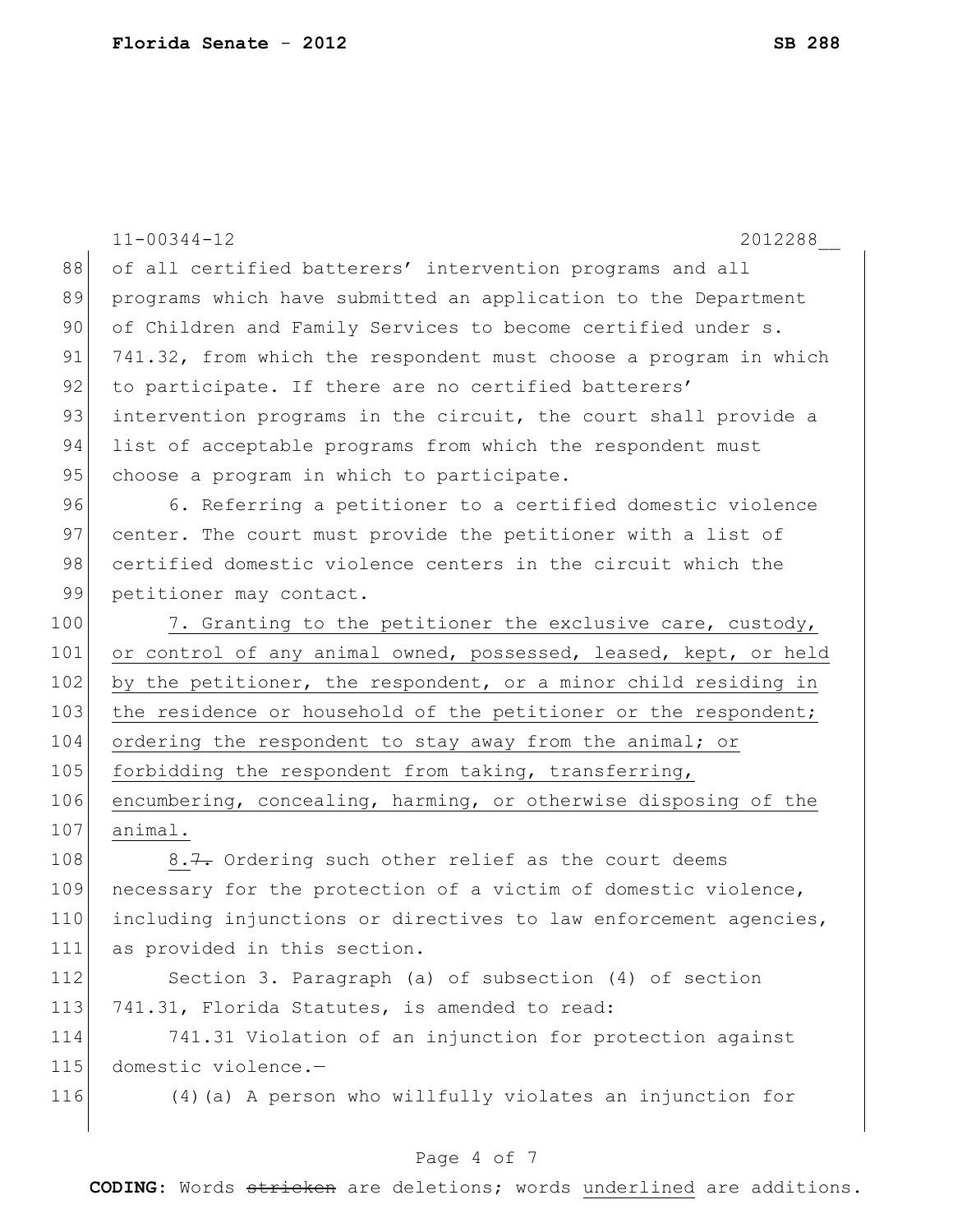of all certified batterers' intervention programs and all programs which have submitted an application to the Department of Children and Family Services to become certified under s. 741.32, from which the respondent must choose a program in which to participate. If there are no certified batterers' intervention programs in the circuit, the court shall provide a list of acceptable programs from which the respondent must choose a program in which to participate.

6. Referring a petitioner to a certified domestic violence center. The court must provide the petitioner with a list of certified domestic violence centers in the circuit which the petitioner may contact.

7. Granting to the petitioner the exclusive care, custody, or control of any animal owned, possessed, leased, kept, or held by the petitioner, the respondent, or a minor child residing in the residence or household of the petitioner or the respondent; ordering the respondent to stay away from the animal; or forbidding the respondent from taking, transferring, encumbering, concealing, harming, or otherwise disposing of the animal.

8.~~7.~~ Ordering such other relief as the court deems necessary for the protection of a victim of domestic violence, including injunctions or directives to law enforcement agencies, as provided in this section.

Section 3. Paragraph (a) of subsection (4) of section 741.31, Florida Statutes, is amended to read:

741.31 Violation of an injunction for protection against domestic violence.—

(4)(a) A person who willfully violates an injunction for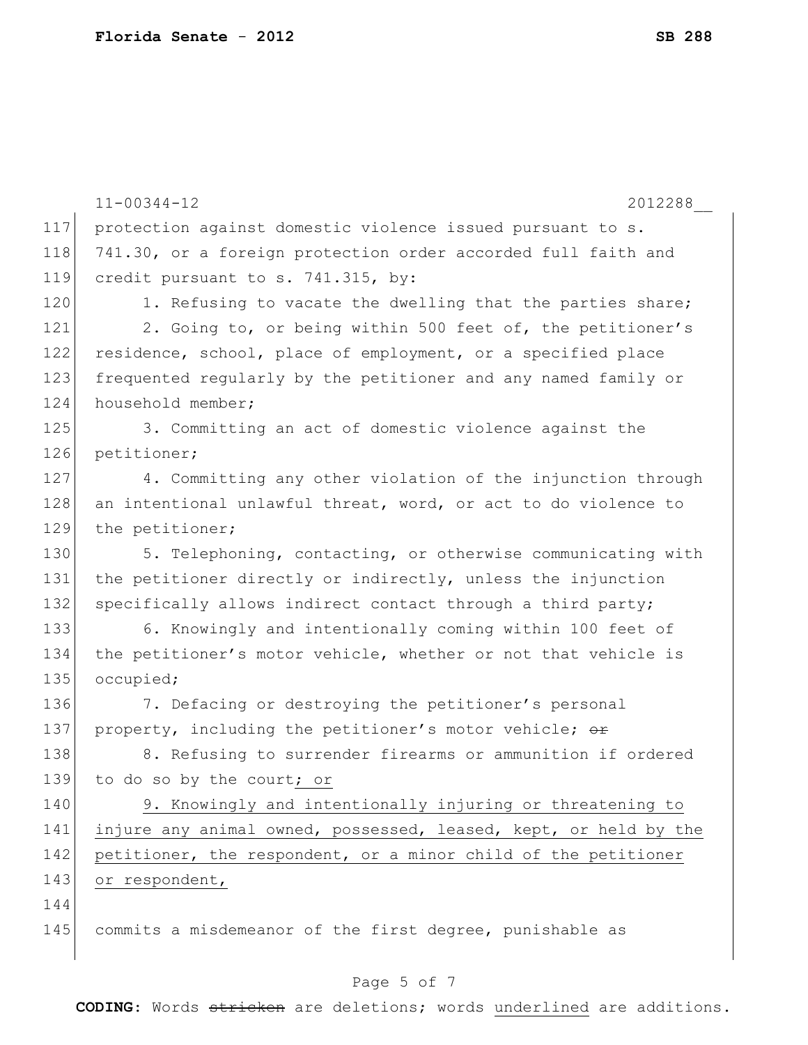protection against domestic violence issued pursuant to s. 741.30, or a foreign protection order accorded full faith and credit pursuant to s. 741.315, by:

1. Refusing to vacate the dwelling that the parties share;

2. Going to, or being within 500 feet of, the petitioner's residence, school, place of employment, or a specified place frequented regularly by the petitioner and any named family or household member;

3. Committing an act of domestic violence against the petitioner;

4. Committing any other violation of the injunction through an intentional unlawful threat, word, or act to do violence to the petitioner;

5. Telephoning, contacting, or otherwise communicating with the petitioner directly or indirectly, unless the injunction specifically allows indirect contact through a third party;

6. Knowingly and intentionally coming within 100 feet of the petitioner's motor vehicle, whether or not that vehicle is occupied;

7. Defacing or destroying the petitioner's personal property, including the petitioner's motor vehicle; ~~or~~

8. Refusing to surrender firearms or ammunition if ordered to do so by the court; <u>or</u>

<u>9. Knowingly and intentionally injuring or threatening to injure any animal owned, possessed, leased, kept, or held by the petitioner, the respondent, or a minor child of the petitioner or respondent,</u>

commits a misdemeanor of the first degree, punishable as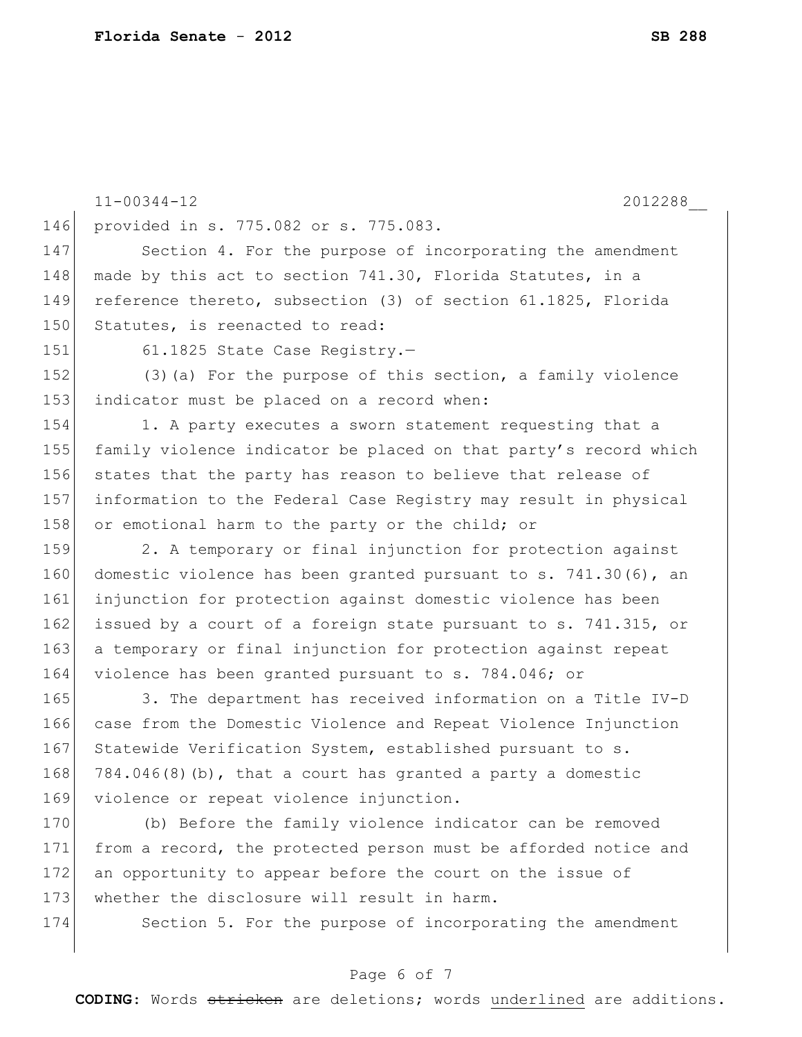provided in s. 775.082 or s. 775.083.

Section 4. For the purpose of incorporating the amendment made by this act to section 741.30, Florida Statutes, in a reference thereto, subsection (3) of section 61.1825, Florida Statutes, is reenacted to read:

61.1825 State Case Registry.—

(3)(a) For the purpose of this section, a family violence indicator must be placed on a record when:

1. A party executes a sworn statement requesting that a family violence indicator be placed on that party's record which states that the party has reason to believe that release of information to the Federal Case Registry may result in physical or emotional harm to the party or the child; or

2. A temporary or final injunction for protection against domestic violence has been granted pursuant to s. 741.30(6), an injunction for protection against domestic violence has been issued by a court of a foreign state pursuant to s. 741.315, or a temporary or final injunction for protection against repeat violence has been granted pursuant to s. 784.046; or

3. The department has received information on a Title IV-D case from the Domestic Violence and Repeat Violence Injunction Statewide Verification System, established pursuant to s. 784.046(8)(b), that a court has granted a party a domestic violence or repeat violence injunction.

(b) Before the family violence indicator can be removed from a record, the protected person must be afforded notice and an opportunity to appear before the court on the issue of whether the disclosure will result in harm.

Section 5. For the purpose of incorporating the amendment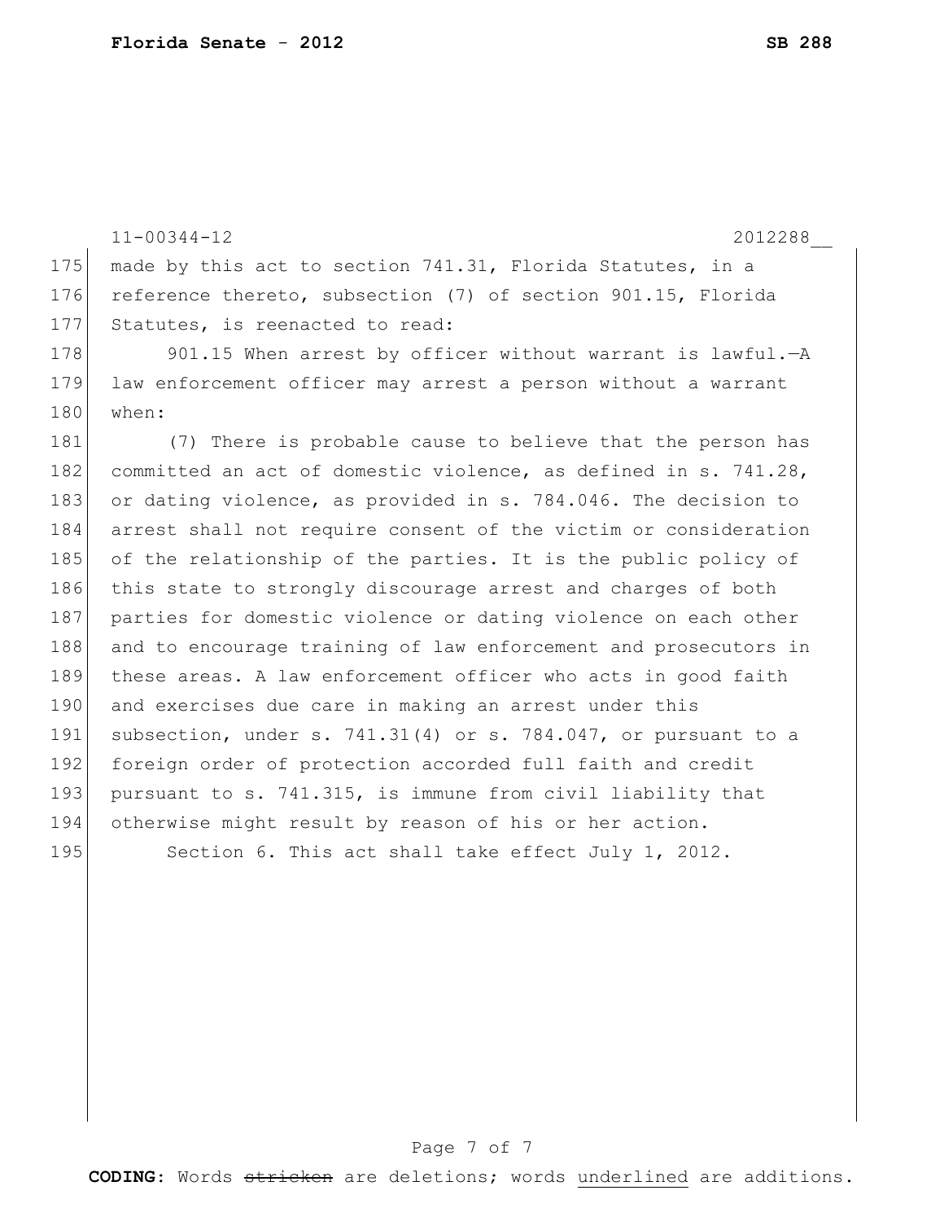made by this act to section 741.31, Florida Statutes, in a reference thereto, subsection (7) of section 901.15, Florida Statutes, is reenacted to read:

901.15 When arrest by officer without warrant is lawful.—A law enforcement officer may arrest a person without a warrant when:

(7) There is probable cause to believe that the person has committed an act of domestic violence, as defined in s. 741.28, or dating violence, as provided in s. 784.046. The decision to arrest shall not require consent of the victim or consideration of the relationship of the parties. It is the public policy of this state to strongly discourage arrest and charges of both parties for domestic violence or dating violence on each other and to encourage training of law enforcement and prosecutors in these areas. A law enforcement officer who acts in good faith and exercises due care in making an arrest under this subsection, under s. 741.31(4) or s. 784.047, or pursuant to a foreign order of protection accorded full faith and credit pursuant to s. 741.315, is immune from civil liability that otherwise might result by reason of his or her action.

Section 6. This act shall take effect July 1, 2012.